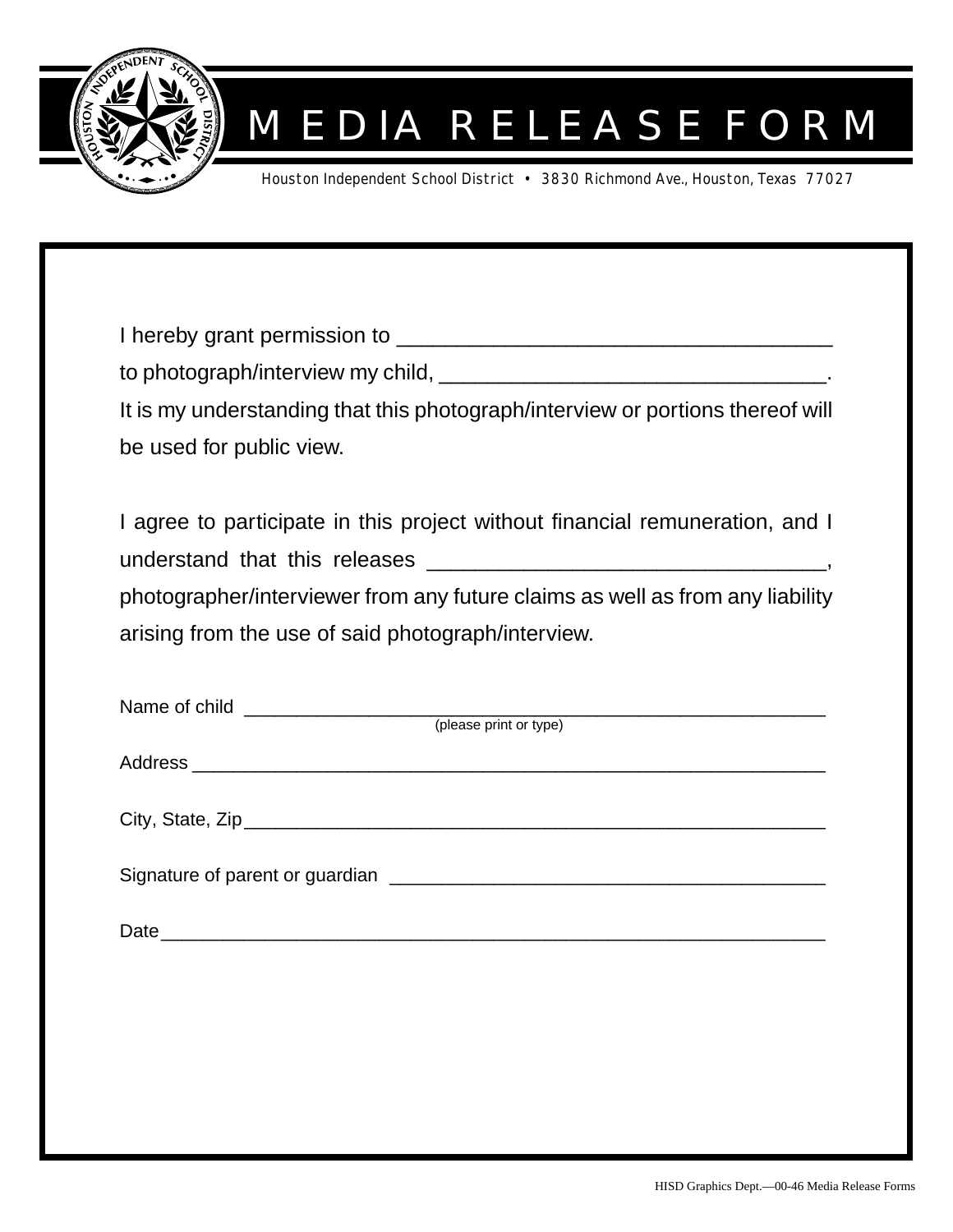# MEDIA RELEASE FORM

Houston Independent School District • 3830 Richmond Ave., Houston, Texas 77027

I hereby grant permission to ___________________________________ to photograph/interview my child, ________________________________. It is my understanding that this photograph/interview or portions thereof will be used for public view.

I agree to participate in this project without financial remuneration, and I understand that this releases _________________________________, photographer/interviewer from any future claims as well as from any liability arising from the use of said photograph/interview.

Name of child ____________________________________________________
(please print or type)

Address _________________________________________________________

City, State, Zip____________________________________________________

Signature of parent or guardian ____________________________________

Date ____________________________________________________________

HISD Graphics Dept.—00-46 Media Release Forms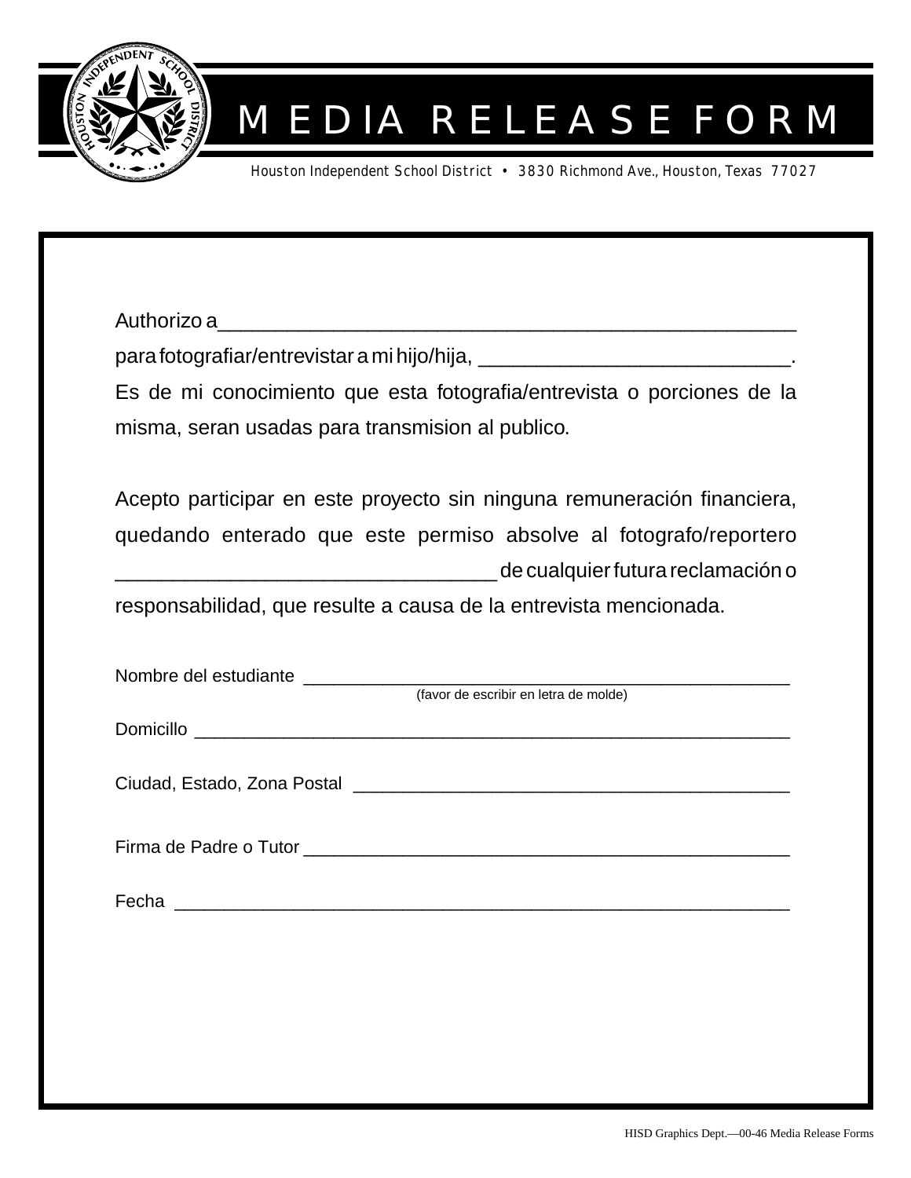# MEDIA RELEASE FORM

Houston Independent School District • 3830 Richmond Ave., Houston, Texas 77027

Authorizo a_____________________________________________________ para fotografiar/entrevistar a mi hijo/hija, ____________________________. Es de mi conocimiento que esta fotografia/entrevista o porciones de la misma, seran usadas para transmision al publico.

Acepto participar en este proyecto sin ninguna remuneración financiera, quedando enterado que este permiso absolve al fotografo/reportero __________________________________ de cualquier futura reclamación o responsabilidad, que resulte a causa de la entrevista mencionada.

Nombre del estudiante ___________________________________________________
(favor de escribir en letra de molde)

Domicillo _______________________________________________________________

Ciudad, Estado, Zona Postal _____________________________________________

Firma de Padre o Tutor ___________________________________________________

Fecha _________________________________________________________________

HISD Graphics Dept.—00-46 Media Release Forms